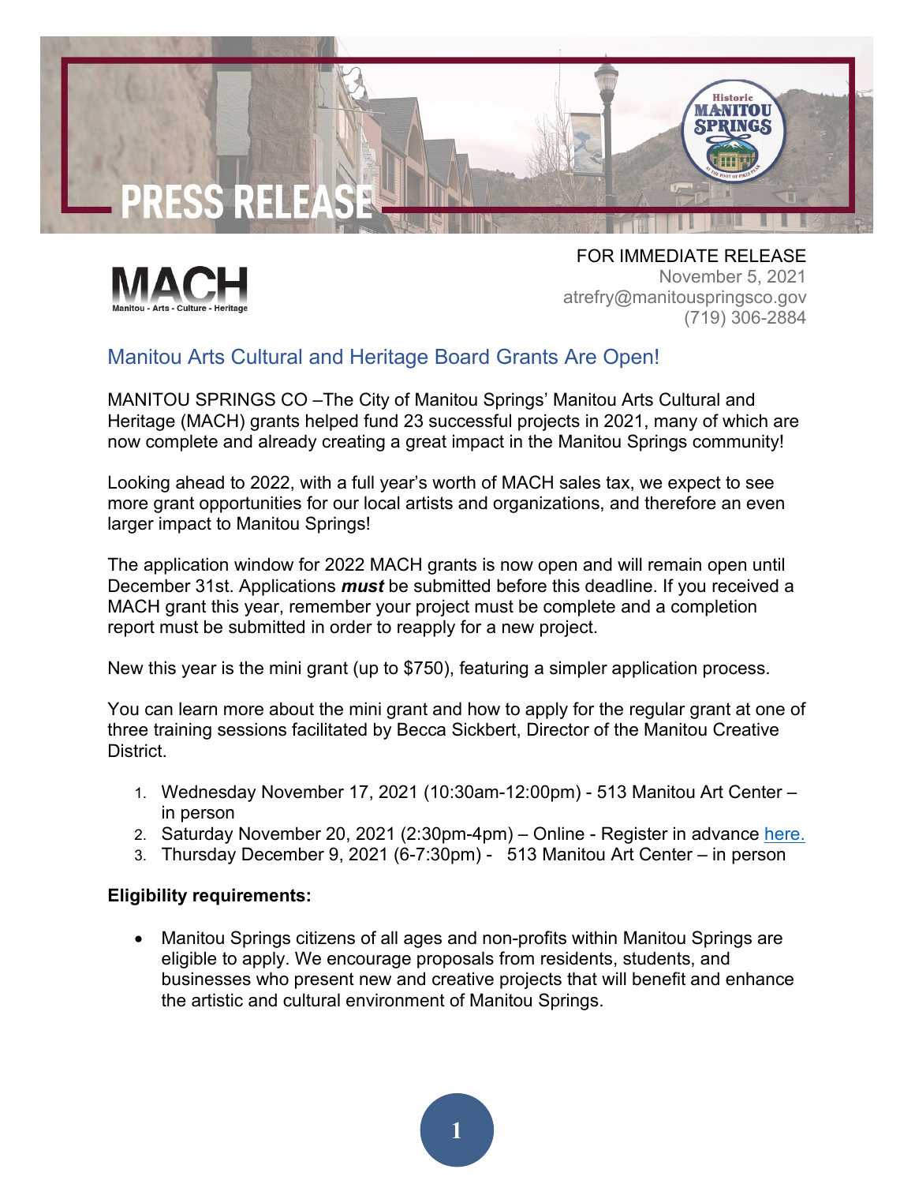# PRESS RELEASE

MACH
Manitou - Arts - Culture - Heritage

FOR IMMEDIATE RELEASE
November 5, 2021
atrefry@manitouspringsco.gov
(719) 306-2884

## Manitou Arts Cultural and Heritage Board Grants Are Open!

MANITOU SPRINGS CO –The City of Manitou Springs' Manitou Arts Cultural and Heritage (MACH) grants helped fund 23 successful projects in 2021, many of which are now complete and already creating a great impact in the Manitou Springs community!

Looking ahead to 2022, with a full year's worth of MACH sales tax, we expect to see more grant opportunities for our local artists and organizations, and therefore an even larger impact to Manitou Springs!

The application window for 2022 MACH grants is now open and will remain open until December 31st. Applications ***must*** be submitted before this deadline. If you received a MACH grant this year, remember your project must be complete and a completion report must be submitted in order to reapply for a new project.

New this year is the mini grant (up to $750), featuring a simpler application process.

You can learn more about the mini grant and how to apply for the regular grant at one of three training sessions facilitated by Becca Sickbert, Director of the Manitou Creative District.

1. Wednesday November 17, 2021 (10:30am-12:00pm) - 513 Manitou Art Center – in person
2. Saturday November 20, 2021 (2:30pm-4pm) – Online - Register in advance here.
3. Thursday December 9, 2021 (6-7:30pm) - 513 Manitou Art Center – in person

**Eligibility requirements:**

- Manitou Springs citizens of all ages and non-profits within Manitou Springs are eligible to apply. We encourage proposals from residents, students, and businesses who present new and creative projects that will benefit and enhance the artistic and cultural environment of Manitou Springs.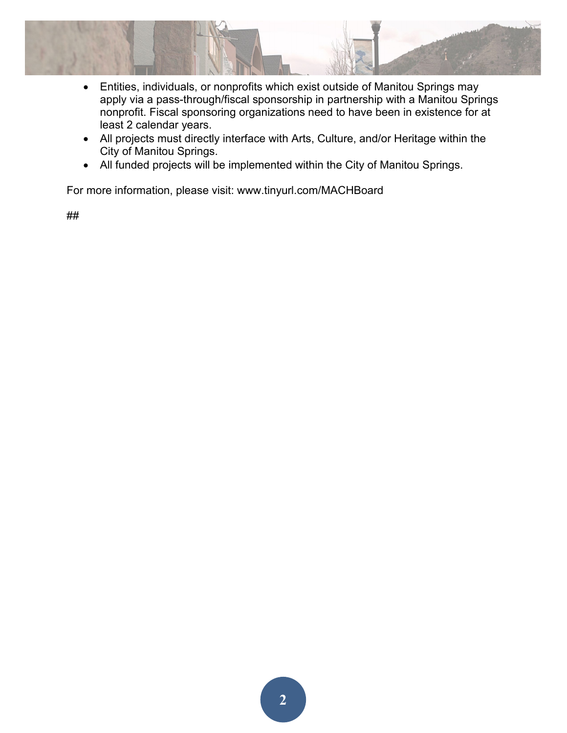- Entities, individuals, or nonprofits which exist outside of Manitou Springs may apply via a pass-through/fiscal sponsorship in partnership with a Manitou Springs nonprofit. Fiscal sponsoring organizations need to have been in existence for at least 2 calendar years.
- All projects must directly interface with Arts, Culture, and/or Heritage within the City of Manitou Springs.
- All funded projects will be implemented within the City of Manitou Springs.

For more information, please visit: www.tinyurl.com/MACHBoard

##